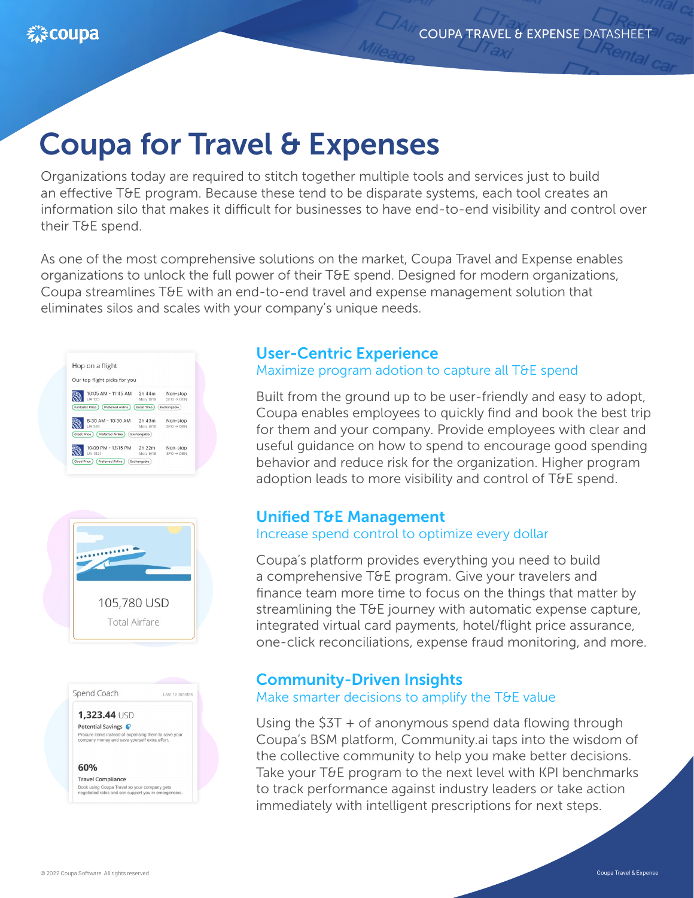# Coupa for Travel & Expenses

Organizations today are required to stitch together multiple tools and services just to build an effective T&E program. Because these tend to be disparate systems, each tool creates an information silo that makes it difficult for businesses to have end-to-end visibility and control over their T&E spend.

As one of the most comprehensive solutions on the market, Coupa Travel and Expense enables organizations to unlock the full power of their T&E spend. Designed for modern organizations, Coupa streamlines T&E with an end-to-end travel and expense management solution that eliminates silos and scales with your company's unique needs.

## User-Centric Experience

### Maximize program adotion to capture all T&E spend

Built from the ground up to be user-friendly and easy to adopt, Coupa enables employees to quickly find and book the best trip for them and your company. Provide employees with clear and useful guidance on how to spend to encourage good spending behavior and reduce risk for the organization. Higher program adoption leads to more visibility and control of T&E spend.

## Unified T&E Management

### Increase spend control to optimize every dollar

Coupa's platform provides everything you need to build a comprehensive T&E program. Give your travelers and finance team more time to focus on the things that matter by streamlining the T&E journey with automatic expense capture, integrated virtual card payments, hotel/flight price assurance, one-click reconciliations, expense fraud monitoring, and more.

## Community-Driven Insights

### Make smarter decisions to amplify the T&E value

Using the $3T + of anonymous spend data flowing through Coupa's BSM platform, Community.ai taps into the wisdom of the collective community to help you make better decisions. Take your T&E program to the next level with KPI benchmarks to track performance against industry leaders or take action immediately with intelligent prescriptions for next steps.

© 2022 Coupa Software. All rights reserved.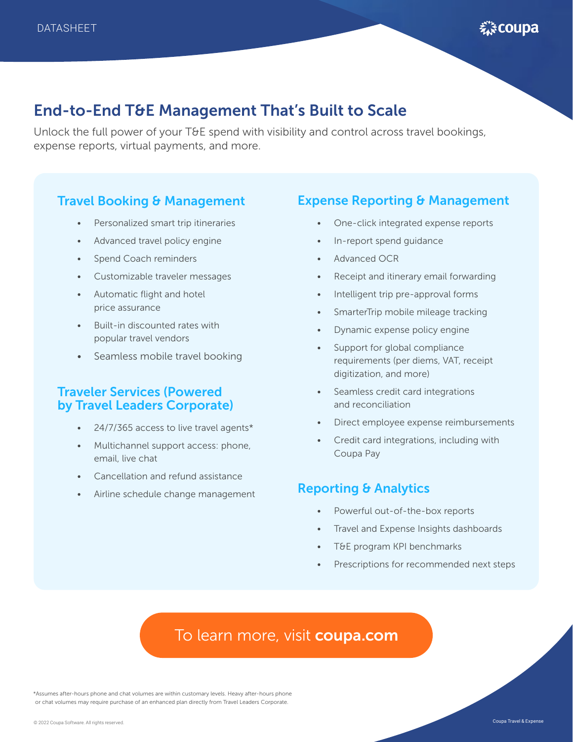DATASHEET

# End-to-End T&E Management That's Built to Scale

Unlock the full power of your T&E spend with visibility and control across travel bookings, expense reports, virtual payments, and more.

## Travel Booking & Management

- Personalized smart trip itineraries
- Advanced travel policy engine
- Spend Coach reminders
- Customizable traveler messages
- Automatic flight and hotel price assurance
- Built-in discounted rates with popular travel vendors
- Seamless mobile travel booking

## Traveler Services (Powered by Travel Leaders Corporate)

- 24/7/365 access to live travel agents*
- Multichannel support access: phone, email, live chat
- Cancellation and refund assistance
- Airline schedule change management

## Expense Reporting & Management

- One-click integrated expense reports
- In-report spend guidance
- Advanced OCR
- Receipt and itinerary email forwarding
- Intelligent trip pre-approval forms
- SmarterTrip mobile mileage tracking
- Dynamic expense policy engine
- Support for global compliance requirements (per diems, VAT, receipt digitization, and more)
- Seamless credit card integrations and reconciliation
- Direct employee expense reimbursements
- Credit card integrations, including with Coupa Pay

## Reporting & Analytics

- Powerful out-of-the-box reports
- Travel and Expense Insights dashboards
- T&E program KPI benchmarks
- Prescriptions for recommended next steps

To learn more, visit **coupa.com**

*Assumes after-hours phone and chat volumes are within customary levels. Heavy after-hours phone or chat volumes may require purchase of an enhanced plan directly from Travel Leaders Corporate.

© 2022 Coupa Software. All rights reserved.